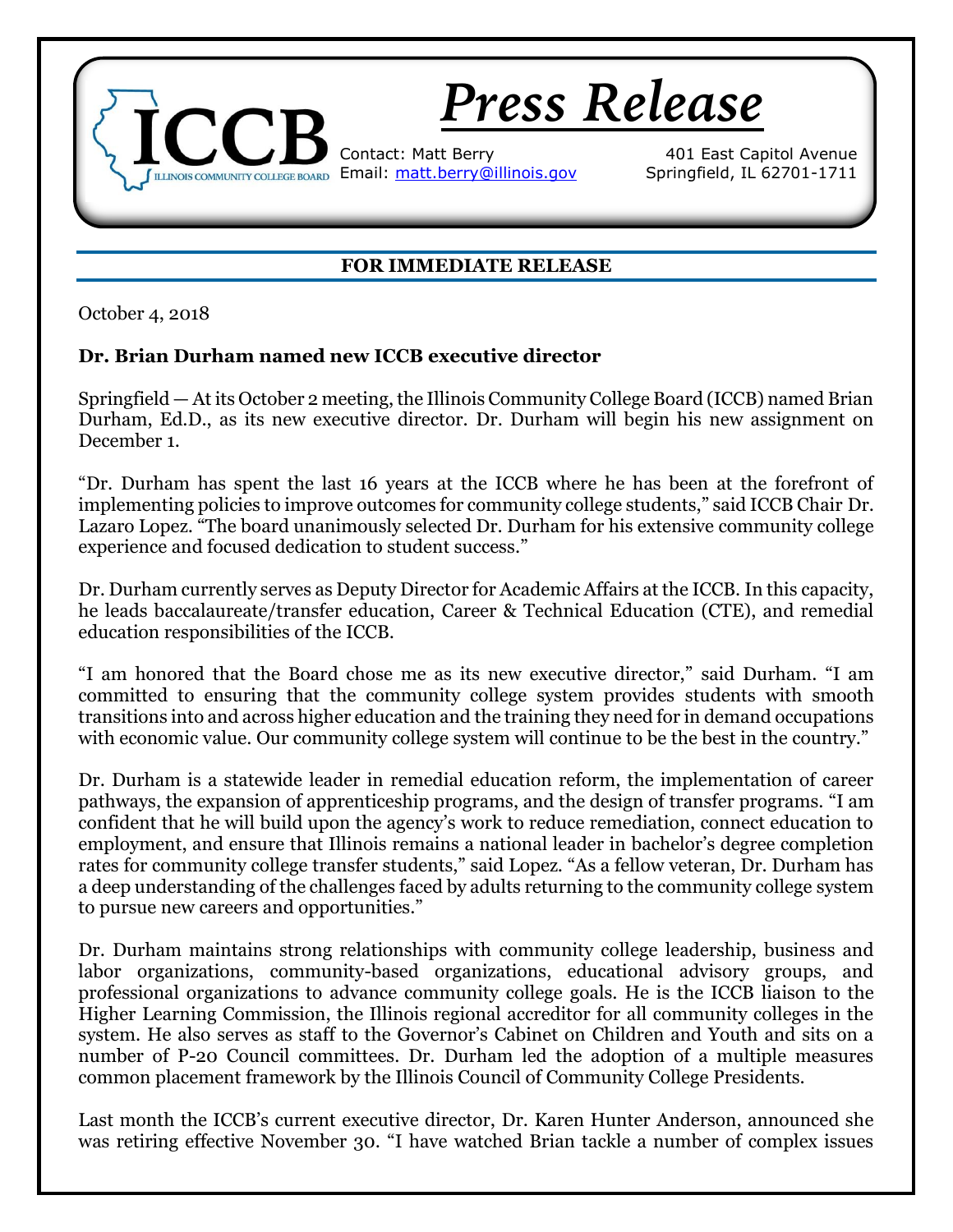# Press Release

ICCB — Illinois Community College Board

Contact: Matt Berry
Email: matt.berry@illinois.gov

401 East Capitol Avenue
Springfield, IL 62701-1711

**FOR IMMEDIATE RELEASE**

October 4, 2018

**Dr. Brian Durham named new ICCB executive director**

Springfield — At its October 2 meeting, the Illinois Community College Board (ICCB) named Brian Durham, Ed.D., as its new executive director. Dr. Durham will begin his new assignment on December 1.

"Dr. Durham has spent the last 16 years at the ICCB where he has been at the forefront of implementing policies to improve outcomes for community college students," said ICCB Chair Dr. Lazaro Lopez. "The board unanimously selected Dr. Durham for his extensive community college experience and focused dedication to student success."

Dr. Durham currently serves as Deputy Director for Academic Affairs at the ICCB. In this capacity, he leads baccalaureate/transfer education, Career & Technical Education (CTE), and remedial education responsibilities of the ICCB.

"I am honored that the Board chose me as its new executive director," said Durham. "I am committed to ensuring that the community college system provides students with smooth transitions into and across higher education and the training they need for in demand occupations with economic value. Our community college system will continue to be the best in the country."

Dr. Durham is a statewide leader in remedial education reform, the implementation of career pathways, the expansion of apprenticeship programs, and the design of transfer programs. "I am confident that he will build upon the agency's work to reduce remediation, connect education to employment, and ensure that Illinois remains a national leader in bachelor's degree completion rates for community college transfer students," said Lopez. "As a fellow veteran, Dr. Durham has a deep understanding of the challenges faced by adults returning to the community college system to pursue new careers and opportunities."

Dr. Durham maintains strong relationships with community college leadership, business and labor organizations, community-based organizations, educational advisory groups, and professional organizations to advance community college goals. He is the ICCB liaison to the Higher Learning Commission, the Illinois regional accreditor for all community colleges in the system. He also serves as staff to the Governor's Cabinet on Children and Youth and sits on a number of P-20 Council committees. Dr. Durham led the adoption of a multiple measures common placement framework by the Illinois Council of Community College Presidents.

Last month the ICCB's current executive director, Dr. Karen Hunter Anderson, announced she was retiring effective November 30. "I have watched Brian tackle a number of complex issues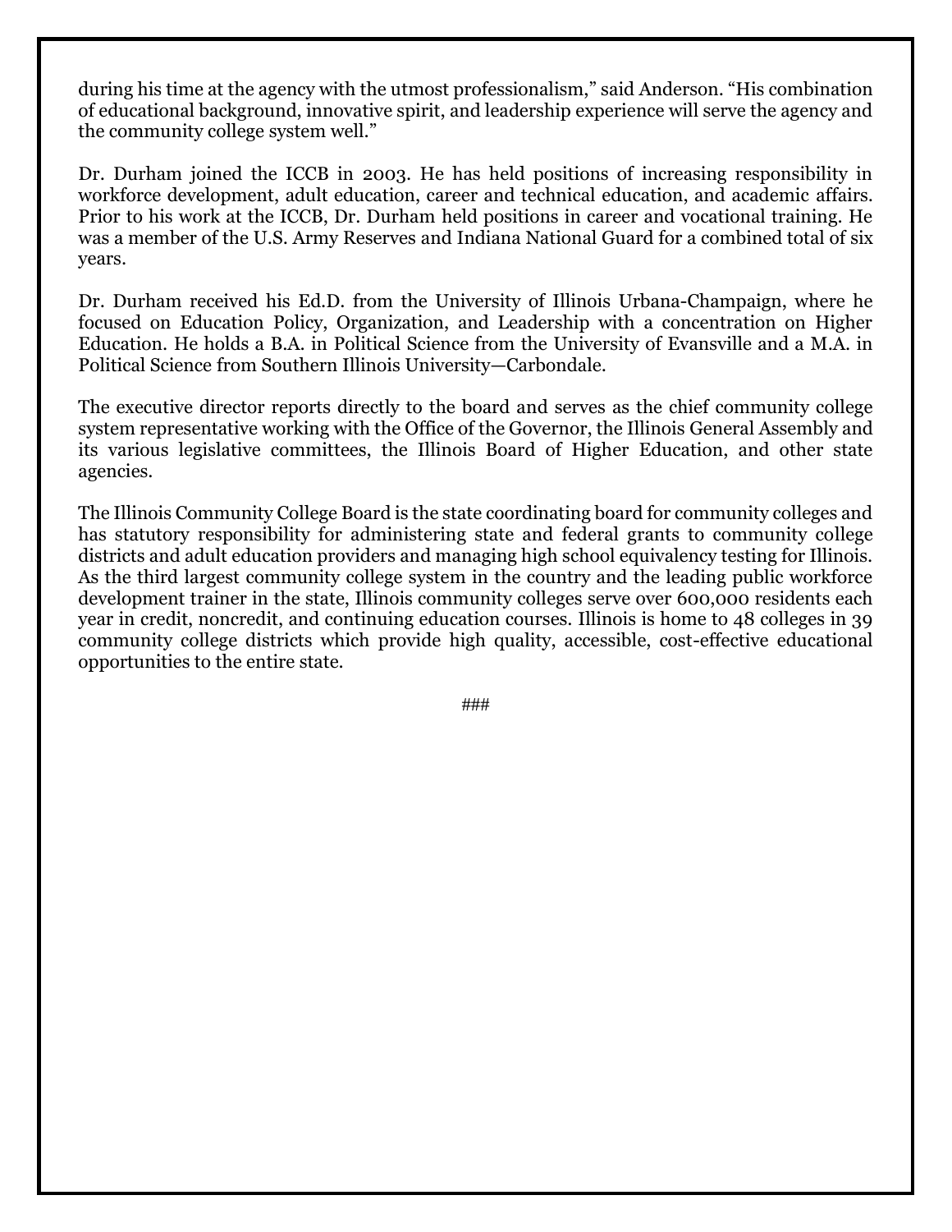during his time at the agency with the utmost professionalism," said Anderson. "His combination of educational background, innovative spirit, and leadership experience will serve the agency and the community college system well."

Dr. Durham joined the ICCB in 2003. He has held positions of increasing responsibility in workforce development, adult education, career and technical education, and academic affairs. Prior to his work at the ICCB, Dr. Durham held positions in career and vocational training. He was a member of the U.S. Army Reserves and Indiana National Guard for a combined total of six years.

Dr. Durham received his Ed.D. from the University of Illinois Urbana-Champaign, where he focused on Education Policy, Organization, and Leadership with a concentration on Higher Education. He holds a B.A. in Political Science from the University of Evansville and a M.A. in Political Science from Southern Illinois University—Carbondale.

The executive director reports directly to the board and serves as the chief community college system representative working with the Office of the Governor, the Illinois General Assembly and its various legislative committees, the Illinois Board of Higher Education, and other state agencies.

The Illinois Community College Board is the state coordinating board for community colleges and has statutory responsibility for administering state and federal grants to community college districts and adult education providers and managing high school equivalency testing for Illinois. As the third largest community college system in the country and the leading public workforce development trainer in the state, Illinois community colleges serve over 600,000 residents each year in credit, noncredit, and continuing education courses. Illinois is home to 48 colleges in 39 community college districts which provide high quality, accessible, cost-effective educational opportunities to the entire state.

###